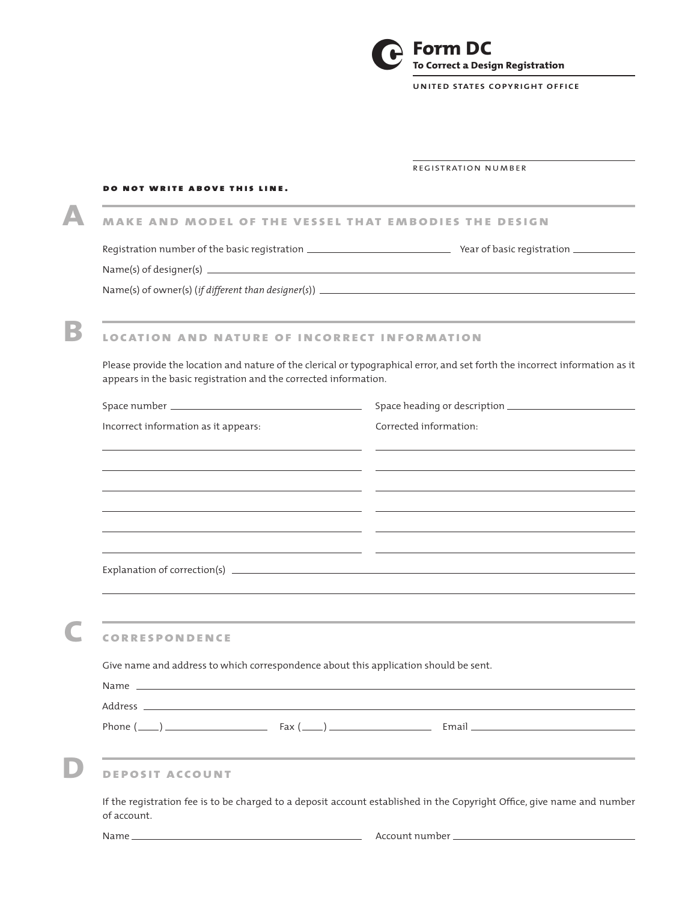# Form DC

**To Correct a Design Registration**

UNITED STATES COPYRIGHT OFFICE

REGISTRATION NUMBER

**DO NOT WRITE ABOVE THIS LINE.**

## A MAKE AND MODEL OF THE VESSEL THAT EMBODIES THE DESIGN

Registration number of the basic registration ______________________ Year of basic registration __________

Name(s) of designer(s) ______________________________________________

Name(s) of owner(s) (*if different than designer(s)*) ______________________________________________

## B LOCATION AND NATURE OF INCORRECT INFORMATION

Please provide the location and nature of the clerical or typographical error, and set forth the incorrect information as it appears in the basic registration and the corrected information.

Space number ______________________ Space heading or description ______________________

Incorrect information as it appears: ______________________

Corrected information: ______________________

Explanation of correction(s) ______________________________________________

## C CORRESPONDENCE

Give name and address to which correspondence about this application should be sent.

Name ______________________________________________

Address ______________________________________________

Phone (____) ______________ Fax (____) ______________ Email ______________________

## D DEPOSIT ACCOUNT

If the registration fee is to be charged to a deposit account established in the Copyright Office, give name and number of account.

Name ______________________ Account number ______________________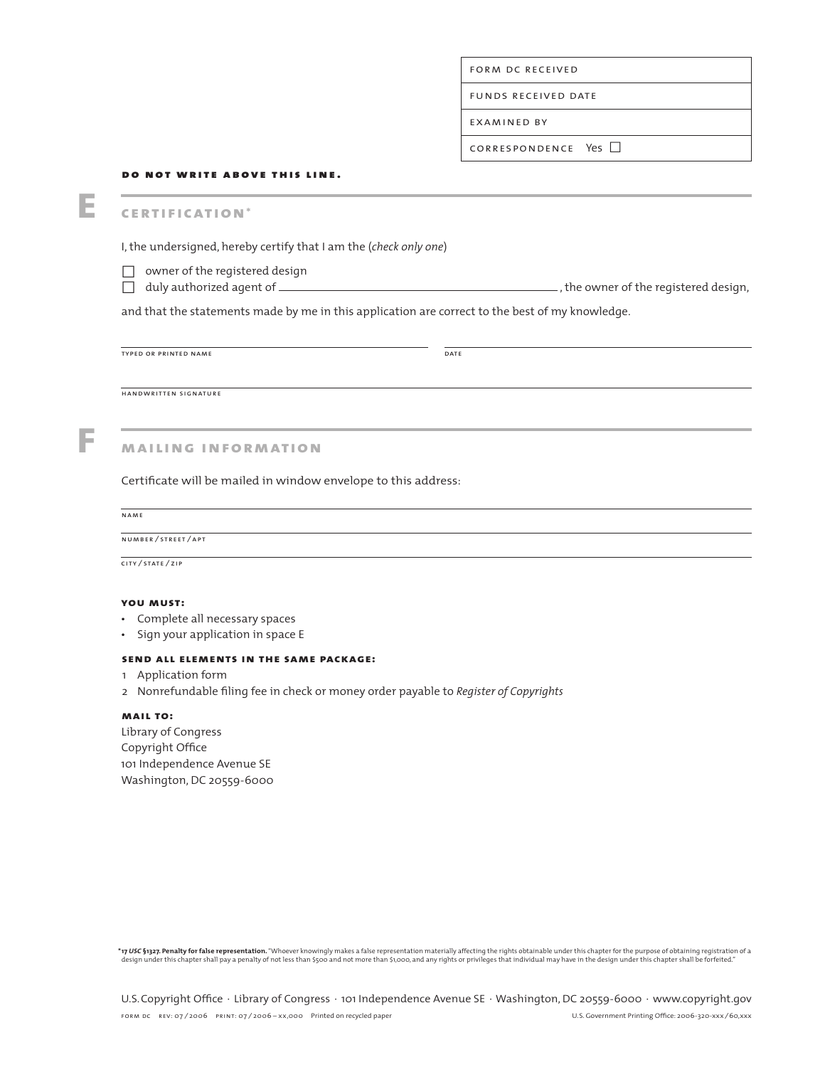| |
|---|
| FORM DC RECEIVED |
| FUNDS RECEIVED DATE |
| EXAMINED BY |
| CORRESPONDENCE Yes ☐ |

**DO NOT WRITE ABOVE THIS LINE.**

## E CERTIFICATION*

I, the undersigned, hereby certify that I am the (*check only one*)

☐ owner of the registered design
☐ duly authorized agent of ______________________________, the owner of the registered design,

and that the statements made by me in this application are correct to the best of my knowledge.

TYPED OR PRINTED NAME ______________________ DATE ______________________

HANDWRITTEN SIGNATURE ______________________

## F MAILING INFORMATION

Certificate will be mailed in window envelope to this address:

NAME ______________________

NUMBER / STREET / APT ______________________

CITY / STATE / ZIP ______________________

**YOU MUST:**

- Complete all necessary spaces
- Sign your application in space E

**SEND ALL ELEMENTS IN THE SAME PACKAGE:**

1. Application form
2. Nonrefundable filing fee in check or money order payable to *Register of Copyrights*

**MAIL TO:**

Library of Congress
Copyright Office
101 Independence Avenue SE
Washington, DC 20559-6000

*17 *USC* §1327. **Penalty for false representation.** "Whoever knowingly makes a false representation materially affecting the rights obtainable under this chapter for the purpose of obtaining registration of a design under this chapter shall pay a penalty of not less than $500 and not more than $1,000, and any rights or privileges that individual may have in the design under this chapter shall be forfeited."

U.S. Copyright Office · Library of Congress · 101 Independence Avenue SE · Washington, DC 20559-6000 · www.copyright.gov

FORM DC REV: 07 / 2006 PRINT: 07 / 2006 – xx,000 Printed on recycled paper U.S. Government Printing Office: 2006-320-xxx / 60,xxx